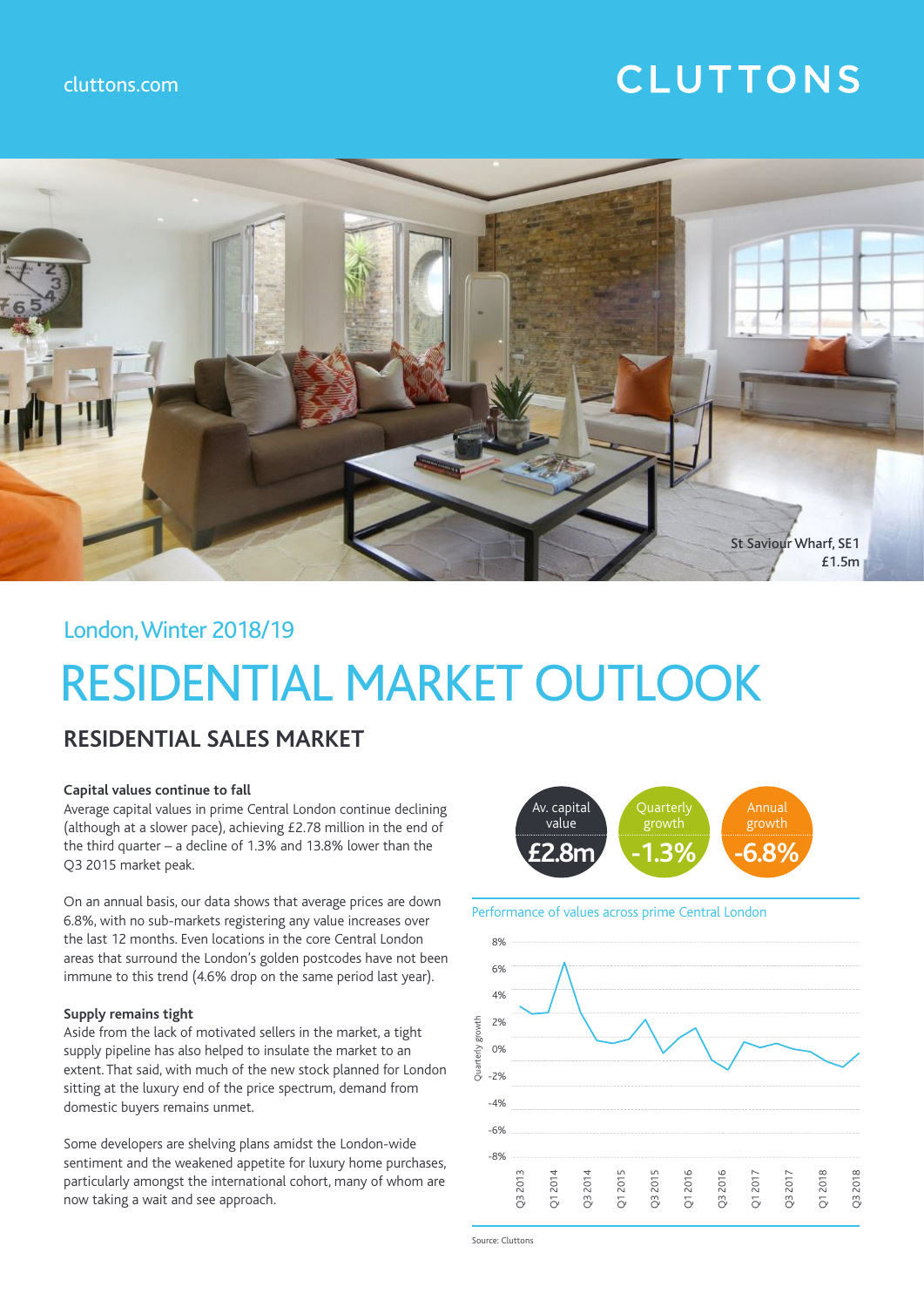cluttons.com

# CLUTTONS

St Saviour Wharf, SE1
£1.5m

London, Winter 2018/19

# RESIDENTIAL MARKET OUTLOOK

## RESIDENTIAL SALES MARKET

**Capital values continue to fall**

Average capital values in prime Central London continue declining (although at a slower pace), achieving £2.78 million in the end of the third quarter – a decline of 1.3% and 13.8% lower than the Q3 2015 market peak.

On an annual basis, our data shows that average prices are down 6.8%, with no sub-markets registering any value increases over the last 12 months. Even locations in the core Central London areas that surround the London's golden postcodes have not been immune to this trend (4.6% drop on the same period last year).

**Supply remains tight**

Aside from the lack of motivated sellers in the market, a tight supply pipeline has also helped to insulate the market to an extent. That said, with much of the new stock planned for London sitting at the luxury end of the price spectrum, demand from domestic buyers remains unmet.

Some developers are shelving plans amidst the London-wide sentiment and the weakened appetite for luxury home purchases, particularly amongst the international cohort, many of whom are now taking a wait and see approach.

| Av. capital value | Quarterly growth | Annual growth |
|---|---|---|
| £2.8m | -1.3% | -6.8% |

Performance of values across prime Central London

Source: Cluttons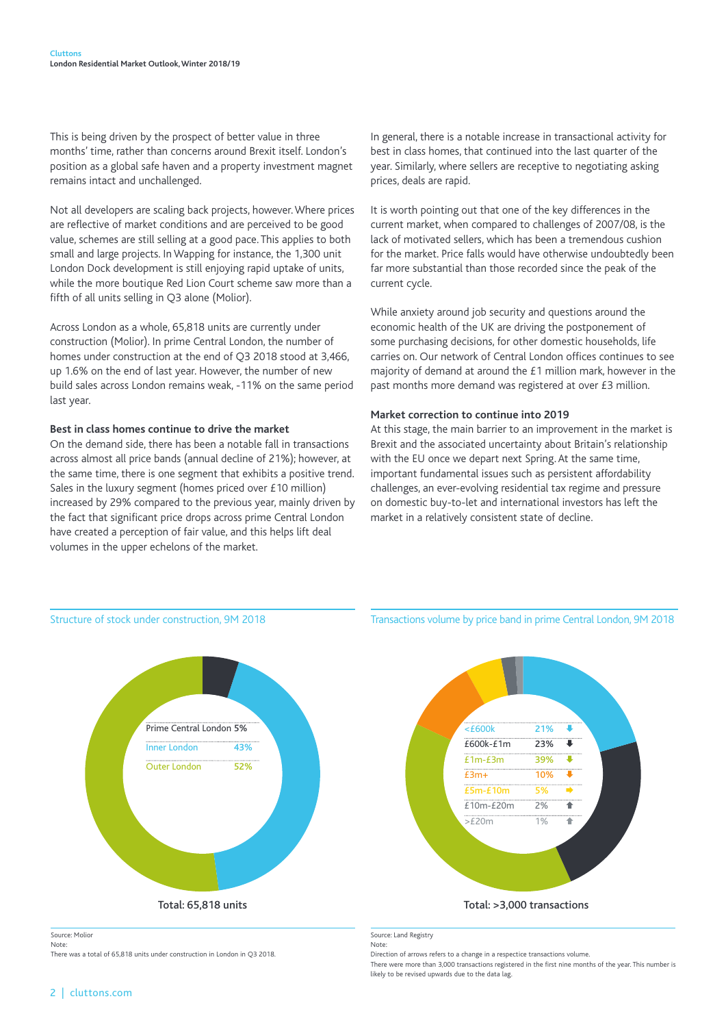This is being driven by the prospect of better value in three months' time, rather than concerns around Brexit itself. London's position as a global safe haven and a property investment magnet remains intact and unchallenged.

Not all developers are scaling back projects, however. Where prices are reflective of market conditions and are perceived to be good value, schemes are still selling at a good pace. This applies to both small and large projects. In Wapping for instance, the 1,300 unit London Dock development is still enjoying rapid uptake of units, while the more boutique Red Lion Court scheme saw more than a fifth of all units selling in Q3 alone (Molior).

Across London as a whole, 65,818 units are currently under construction (Molior). In prime Central London, the number of homes under construction at the end of Q3 2018 stood at 3,466, up 1.6% on the end of last year. However, the number of new build sales across London remains weak, -11% on the same period last year.

**Best in class homes continue to drive the market**

On the demand side, there has been a notable fall in transactions across almost all price bands (annual decline of 21%); however, at the same time, there is one segment that exhibits a positive trend. Sales in the luxury segment (homes priced over £10 million) increased by 29% compared to the previous year, mainly driven by the fact that significant price drops across prime Central London have created a perception of fair value, and this helps lift deal volumes in the upper echelons of the market.

In general, there is a notable increase in transactional activity for best in class homes, that continued into the last quarter of the year. Similarly, where sellers are receptive to negotiating asking prices, deals are rapid.

It is worth pointing out that one of the key differences in the current market, when compared to challenges of 2007/08, is the lack of motivated sellers, which has been a tremendous cushion for the market. Price falls would have otherwise undoubtedly been far more substantial than those recorded since the peak of the current cycle.

While anxiety around job security and questions around the economic health of the UK are driving the postponement of some purchasing decisions, for other domestic households, life carries on. Our network of Central London offices continues to see majority of demand at around the £1 million mark, however in the past months more demand was registered at over £3 million.

**Market correction to continue into 2019**

At this stage, the main barrier to an improvement in the market is Brexit and the associated uncertainty about Britain's relationship with the EU once we depart next Spring. At the same time, important fundamental issues such as persistent affordability challenges, an ever-evolving residential tax regime and pressure on domestic buy-to-let and international investors has left the market in a relatively consistent state of decline.

Structure of stock under construction, 9M 2018

| Area | Share |
|---|---|
| Prime Central London | 5% |
| Inner London | 43% |
| Outer London | 52% |

Total: 65,818 units

Source: Molior
Note:
There was a total of 65,818 units under construction in London in Q3 2018.

Transactions volume by price band in prime Central London, 9M 2018

| Price band | Share | Change |
|---|---|---|
| <£600k | 21% | ↓ |
| £600k-£1m | 23% | ↓ |
| £1m-£3m | 39% | ↓ |
| £3m+ | 10% | ↓ |
| £5m-£10m | 5% | → |
| £10m-£20m | 2% | ↑ |
| >£20m | 1% | ↑ |

Total: >3,000 transactions

Source: Land Registry
Note:
Direction of arrows refers to a change in a respectice transactions volume.
There were more than 3,000 transactions registered in the first nine months of the year. This number is likely to be revised upwards due to the data lag.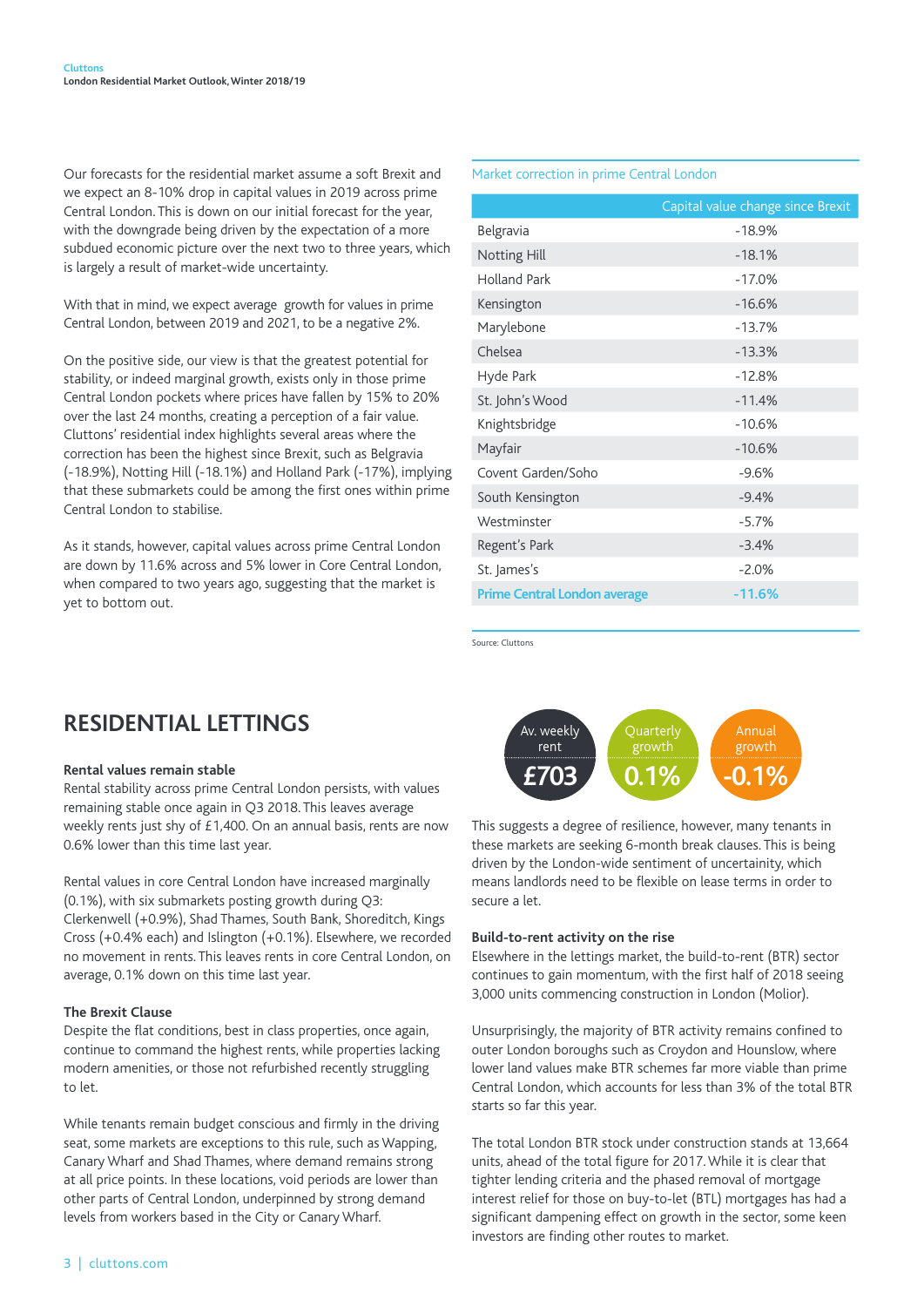Our forecasts for the residential market assume a soft Brexit and we expect an 8-10% drop in capital values in 2019 across prime Central London. This is down on our initial forecast for the year, with the downgrade being driven by the expectation of a more subdued economic picture over the next two to three years, which is largely a result of market-wide uncertainty.

With that in mind, we expect average growth for values in prime Central London, between 2019 and 2021, to be a negative 2%.

On the positive side, our view is that the greatest potential for stability, or indeed marginal growth, exists only in those prime Central London pockets where prices have fallen by 15% to 20% over the last 24 months, creating a perception of a fair value. Cluttons' residential index highlights several areas where the correction has been the highest since Brexit, such as Belgravia (-18.9%), Notting Hill (-18.1%) and Holland Park (-17%), implying that these submarkets could be among the first ones within prime Central London to stabilise.

As it stands, however, capital values across prime Central London are down by 11.6% across and 5% lower in Core Central London, when compared to two years ago, suggesting that the market is yet to bottom out.

**Market correction in prime Central London**

| | Capital value change since Brexit |
|---|---|
| Belgravia | -18.9% |
| Notting Hill | -18.1% |
| Holland Park | -17.0% |
| Kensington | -16.6% |
| Marylebone | -13.7% |
| Chelsea | -13.3% |
| Hyde Park | -12.8% |
| St. John's Wood | -11.4% |
| Knightsbridge | -10.6% |
| Mayfair | -10.6% |
| Covent Garden/Soho | -9.6% |
| South Kensington | -9.4% |
| Westminster | -5.7% |
| Regent's Park | -3.4% |
| St. James's | -2.0% |
| **Prime Central London average** | **-11.6%** |

Source: Cluttons

## RESIDENTIAL LETTINGS

**Rental values remain stable**

Rental stability across prime Central London persists, with values remaining stable once again in Q3 2018. This leaves average weekly rents just shy of £1,400. On an annual basis, rents are now 0.6% lower than this time last year.

Rental values in core Central London have increased marginally (0.1%), with six submarkets posting growth during Q3: Clerkenwell (+0.9%), Shad Thames, South Bank, Shoreditch, Kings Cross (+0.4% each) and Islington (+0.1%). Elsewhere, we recorded no movement in rents. This leaves rents in core Central London, on average, 0.1% down on this time last year.

**The Brexit Clause**

Despite the flat conditions, best in class properties, once again, continue to command the highest rents, while properties lacking modern amenities, or those not refurbished recently struggling to let.

While tenants remain budget conscious and firmly in the driving seat, some markets are exceptions to this rule, such as Wapping, Canary Wharf and Shad Thames, where demand remains strong at all price points. In these locations, void periods are lower than other parts of Central London, underpinned by strong demand levels from workers based in the City or Canary Wharf.

| Av. weekly rent | Quarterly growth | Annual growth |
|---|---|---|
| £703 | 0.1% | -0.1% |

This suggests a degree of resilience, however, many tenants in these markets are seeking 6-month break clauses. This is being driven by the London-wide sentiment of uncertainty, which means landlords need to be flexible on lease terms in order to secure a let.

**Build-to-rent activity on the rise**

Elsewhere in the lettings market, the build-to-rent (BTR) sector continues to gain momentum, with the first half of 2018 seeing 3,000 units commencing construction in London (Molior).

Unsurprisingly, the majority of BTR activity remains confined to outer London boroughs such as Croydon and Hounslow, where lower land values make BTR schemes far more viable than prime Central London, which accounts for less than 3% of the total BTR starts so far this year.

The total London BTR stock under construction stands at 13,664 units, ahead of the total figure for 2017. While it is clear that tighter lending criteria and the phased removal of mortgage interest relief for those on buy-to-let (BTL) mortgages has had a significant dampening effect on growth in the sector, some keen investors are finding other routes to market.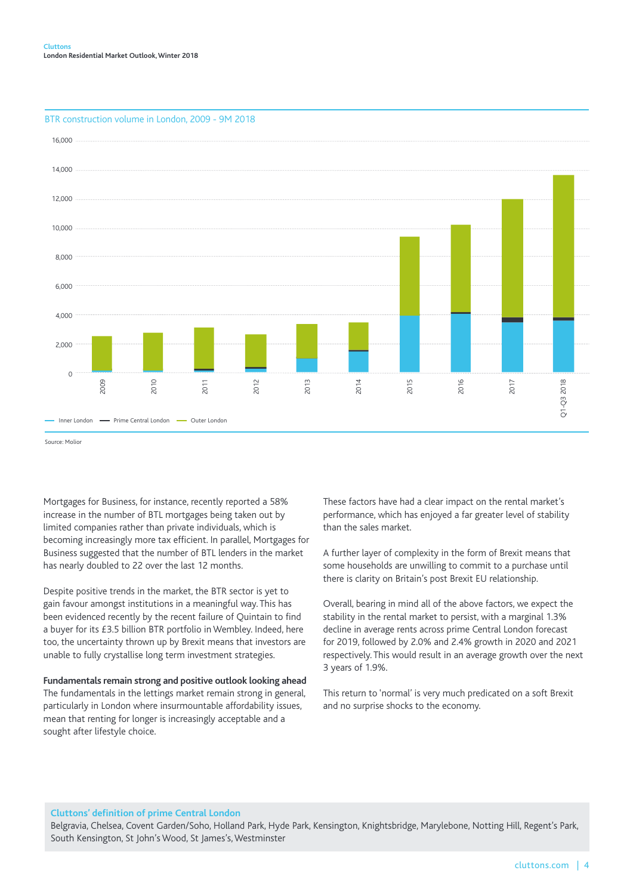BTR construction volume in London, 2009 - 9M 2018

Source: Molior

Mortgages for Business, for instance, recently reported a 58% increase in the number of BTL mortgages being taken out by limited companies rather than private individuals, which is becoming increasingly more tax efficient. In parallel, Mortgages for Business suggested that the number of BTL lenders in the market has nearly doubled to 22 over the last 12 months.

Despite positive trends in the market, the BTR sector is yet to gain favour amongst institutions in a meaningful way. This has been evidenced recently by the recent failure of Quintain to find a buyer for its £3.5 billion BTR portfolio in Wembley. Indeed, here too, the uncertainty thrown up by Brexit means that investors are unable to fully crystallise long term investment strategies.

**Fundamentals remain strong and positive outlook looking ahead**
The fundamentals in the lettings market remain strong in general, particularly in London where insurmountable affordability issues, mean that renting for longer is increasingly acceptable and a sought after lifestyle choice.

These factors have had a clear impact on the rental market's performance, which has enjoyed a far greater level of stability than the sales market.

A further layer of complexity in the form of Brexit means that some households are unwilling to commit to a purchase until there is clarity on Britain's post Brexit EU relationship.

Overall, bearing in mind all of the above factors, we expect the stability in the rental market to persist, with a marginal 1.3% decline in average rents across prime Central London forecast for 2019, followed by 2.0% and 2.4% growth in 2020 and 2021 respectively. This would result in an average growth over the next 3 years of 1.9%.

This return to 'normal' is very much predicated on a soft Brexit and no surprise shocks to the economy.

**Cluttons' definition of prime Central London**
Belgravia, Chelsea, Covent Garden/Soho, Holland Park, Hyde Park, Kensington, Knightsbridge, Marylebone, Notting Hill, Regent's Park, South Kensington, St John's Wood, St James's, Westminster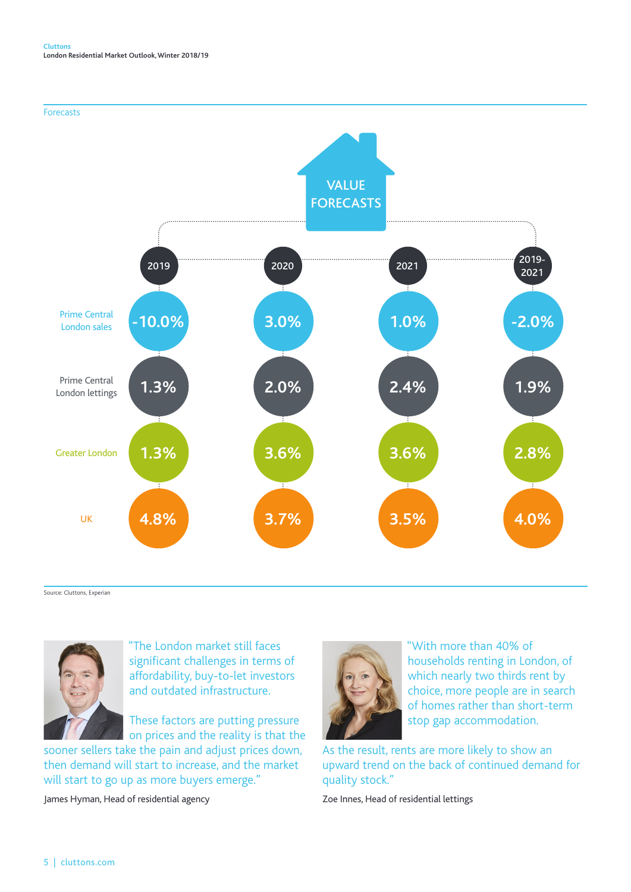## Forecasts

**VALUE FORECASTS**

| | 2019 | 2020 | 2021 | 2019-2021 |
|---|---|---|---|---|
| Prime Central London sales | -10.0% | 3.0% | 1.0% | -2.0% |
| Prime Central London lettings | 1.3% | 2.0% | 2.4% | 1.9% |
| Greater London | 1.3% | 3.6% | 3.6% | 2.8% |
| UK | 4.8% | 3.7% | 3.5% | 4.0% |

Source: Cluttons, Experian

"The London market still faces significant challenges in terms of affordability, buy-to-let investors and outdated infrastructure.

These factors are putting pressure on prices and the reality is that the sooner sellers take the pain and adjust prices down, then demand will start to increase, and the market will start to go up as more buyers emerge."

James Hyman, Head of residential agency

"With more than 40% of households renting in London, of which nearly two thirds rent by choice, more people are in search of homes rather than short-term stop gap accommodation.

As the result, rents are more likely to show an upward trend on the back of continued demand for quality stock."

Zoe Innes, Head of residential lettings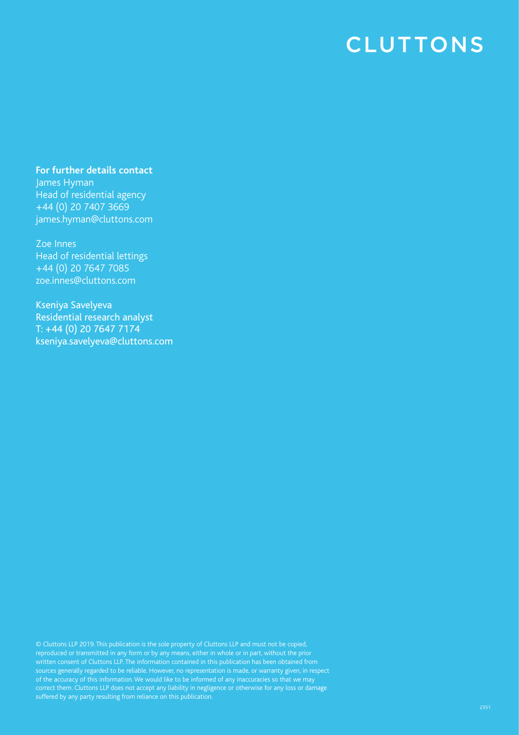# CLUTTONS

**For further details contact**

James Hyman
Head of residential agency
+44 (0) 20 7407 3669
james.hyman@cluttons.com

Zoe Innes
Head of residential lettings
+44 (0) 20 7647 7085
zoe.innes@cluttons.com

Kseniya Savelyeva
Residential research analyst
T: +44 (0) 20 7647 7174
kseniya.savelyeva@cluttons.com

© Cluttons LLP 2019. This publication is the sole property of Cluttons LLP and must not be copied, reproduced or transmitted in any form or by any means, either in whole or in part, without the prior written consent of Cluttons LLP. The information contained in this publication has been obtained from sources generally regarded to be reliable. However, no representation is made, or warranty given, in respect of the accuracy of this information. We would like to be informed of any inaccuracies so that we may correct them. Cluttons LLP does not accept any liability in negligence or otherwise for any loss or damage suffered by any party resulting from reliance on this publication.

2351